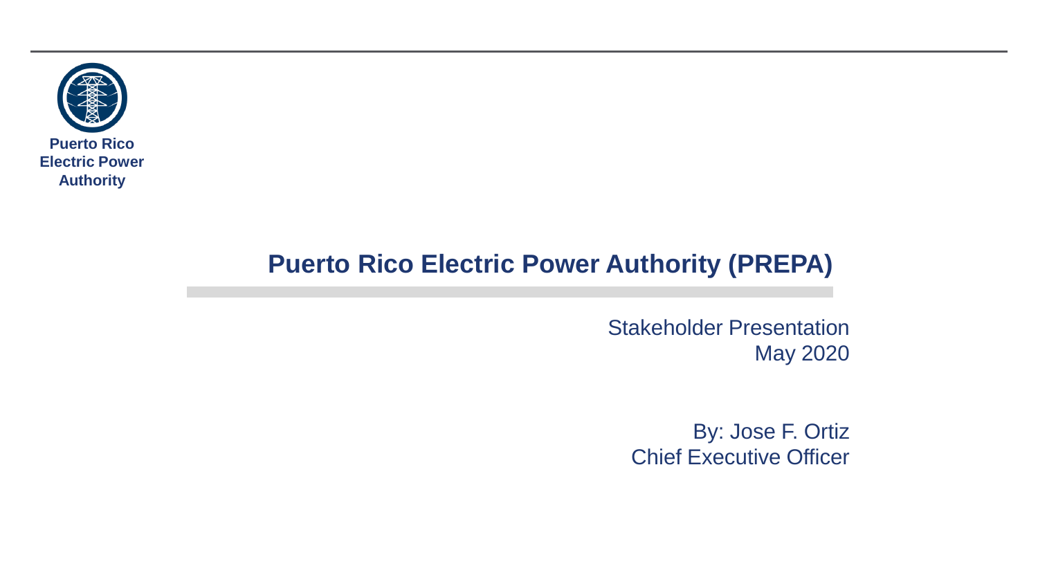Puerto Rico Electric Power Authority

# Puerto Rico Electric Power Authority (PREPA)

Stakeholder Presentation
May 2020

By: Jose F. Ortiz
Chief Executive Officer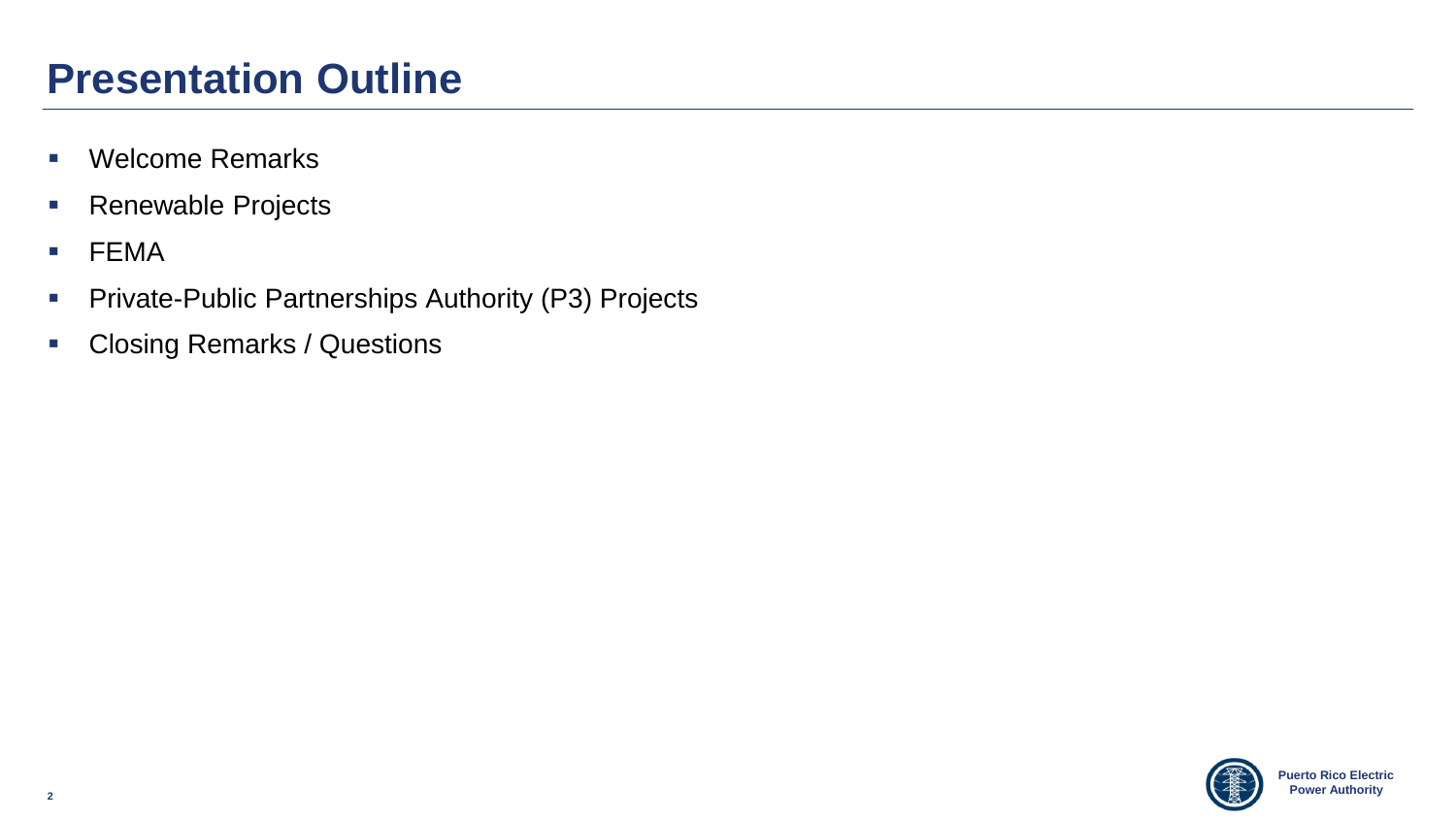# Presentation Outline

- Welcome Remarks
- Renewable Projects
- FEMA
- Private-Public Partnerships Authority (P3) Projects
- Closing Remarks / Questions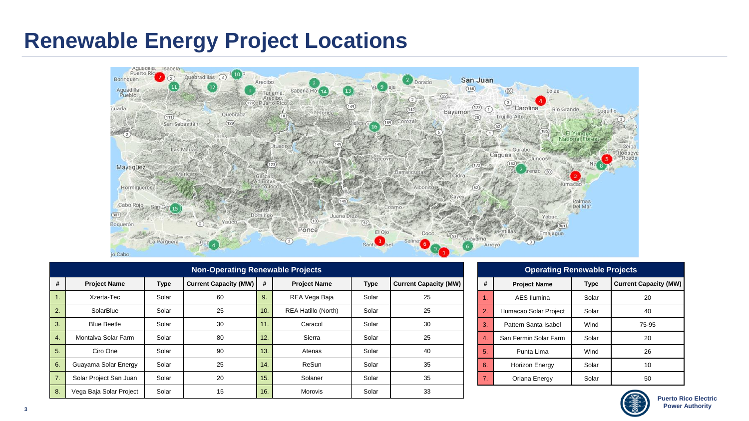# Renewable Energy Project Locations

| Non-Operating Renewable Projects | | | | | | | |
|---|---|---|---|---|---|---|---|
| # | Project Name | Type | Current Capacity (MW) | # | Project Name | Type | Current Capacity (MW) |
| 1. | Xzerta-Tec | Solar | 60 | 9. | REA Vega Baja | Solar | 25 |
| 2. | SolarBlue | Solar | 25 | 10. | REA Hatillo (North) | Solar | 25 |
| 3. | Blue Beetle | Solar | 30 | 11. | Caracol | Solar | 30 |
| 4. | Montalva Solar Farm | Solar | 80 | 12. | Sierra | Solar | 25 |
| 5. | Ciro One | Solar | 90 | 13. | Atenas | Solar | 40 |
| 6. | Guayama Solar Energy | Solar | 25 | 14. | ReSun | Solar | 35 |
| 7. | Solar Project San Juan | Solar | 20 | 15. | Solaner | Solar | 35 |
| 8. | Vega Baja Solar Project | Solar | 15 | 16. | Morovis | Solar | 33 |

| Operating Renewable Projects | | | |
|---|---|---|---|
| # | Project Name | Type | Current Capacity (MW) |
| 1. | AES Ilumina | Solar | 20 |
| 2. | Humacao Solar Project | Solar | 40 |
| 3. | Pattern Santa Isabel | Wind | 75-95 |
| 4. | San Fermin Solar Farm | Solar | 20 |
| 5. | Punta Lima | Wind | 26 |
| 6. | Horizon Energy | Solar | 10 |
| 7. | Oriana Energy | Solar | 50 |

Puerto Rico Electric Power Authority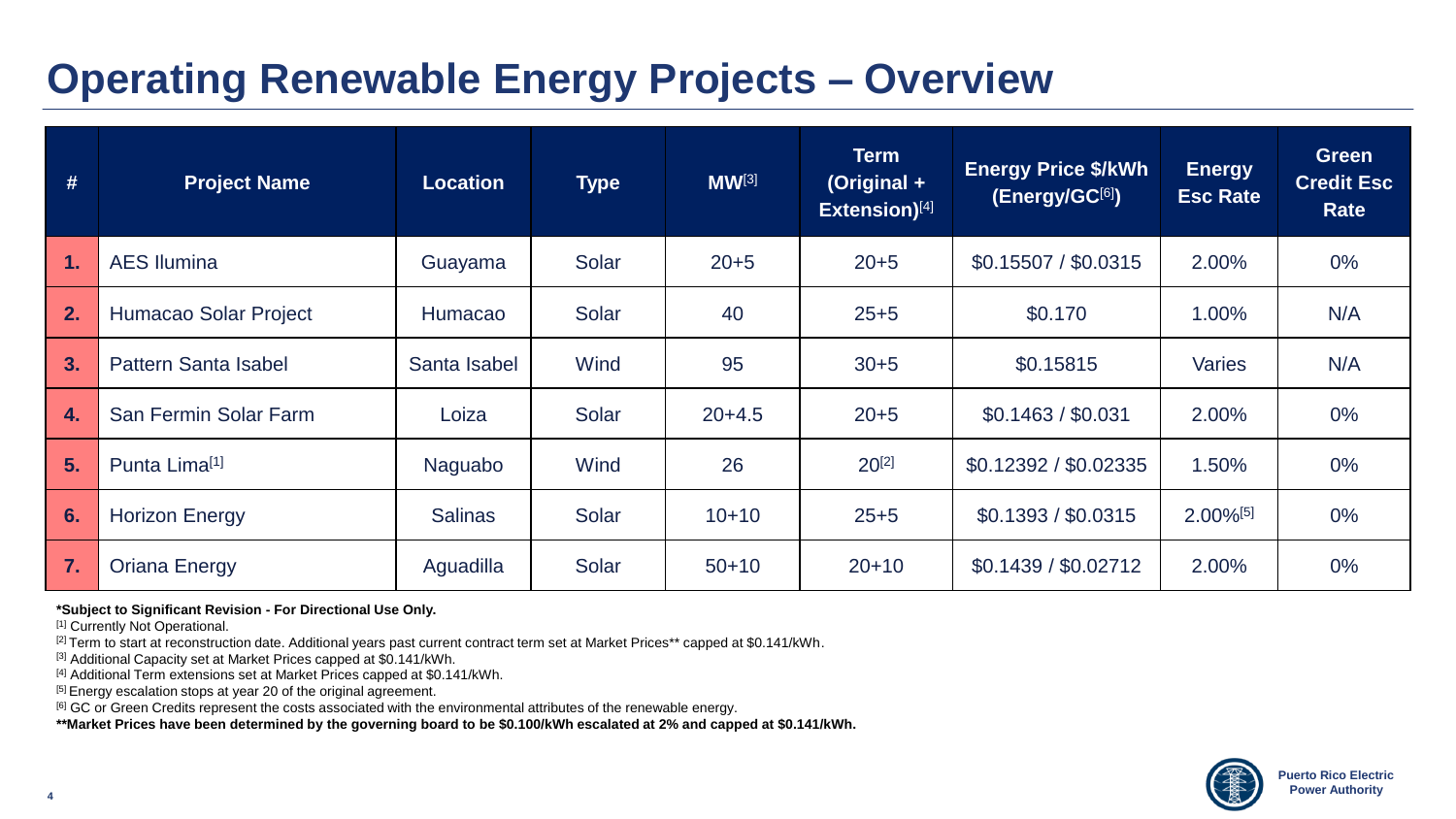# Operating Renewable Energy Projects – Overview

| # | Project Name | Location | Type | MW[3] | Term (Original + Extension)[4] | Energy Price $/kWh (Energy/GC[6]) | Energy Esc Rate | Green Credit Esc Rate |
|---|---|---|---|---|---|---|---|---|
| 1. | AES Ilumina | Guayama | Solar | 20+5 | 20+5 | $0.15507 / $0.0315 | 2.00% | 0% |
| 2. | Humacao Solar Project | Humacao | Solar | 40 | 25+5 | $0.170 | 1.00% | N/A |
| 3. | Pattern Santa Isabel | Santa Isabel | Wind | 95 | 30+5 | $0.15815 | Varies | N/A |
| 4. | San Fermin Solar Farm | Loiza | Solar | 20+4.5 | 20+5 | $0.1463 / $0.031 | 2.00% | 0% |
| 5. | Punta Lima[1] | Naguabo | Wind | 26 | 20[2] | $0.12392 / $0.02335 | 1.50% | 0% |
| 6. | Horizon Energy | Salinas | Solar | 10+10 | 25+5 | $0.1393 / $0.0315 | 2.00%[5] | 0% |
| 7. | Oriana Energy | Aguadilla | Solar | 50+10 | 20+10 | $0.1439 / $0.02712 | 2.00% | 0% |

**\*Subject to Significant Revision - For Directional Use Only.**

[1] Currently Not Operational.

[2] Term to start at reconstruction date. Additional years past current contract term set at Market Prices** capped at $0.141/kWh.

[3] Additional Capacity set at Market Prices capped at $0.141/kWh.

[4] Additional Term extensions set at Market Prices capped at $0.141/kWh.

[5] Energy escalation stops at year 20 of the original agreement.

[6] GC or Green Credits represent the costs associated with the environmental attributes of the renewable energy.

**\*\*Market Prices have been determined by the governing board to be $0.100/kWh escalated at 2% and capped at $0.141/kWh.**

Puerto Rico Electric Power Authority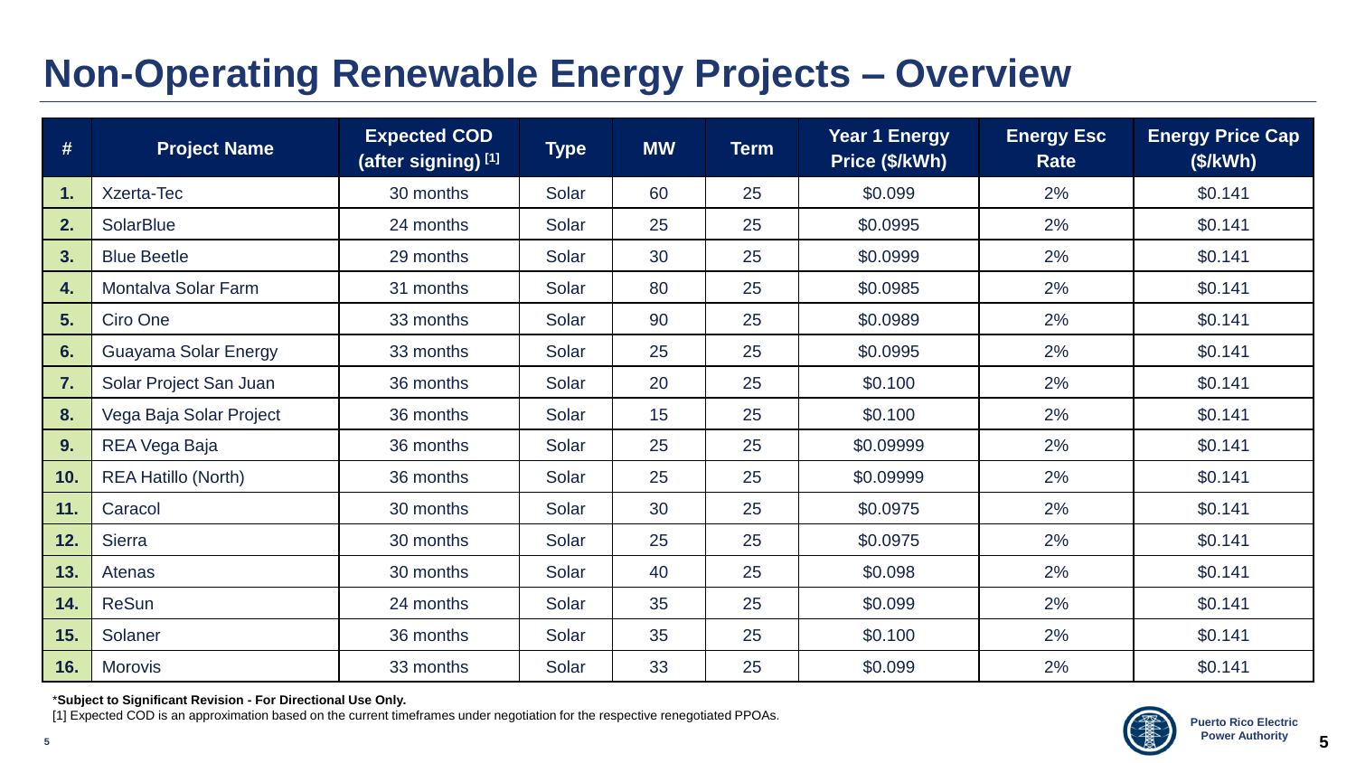# Non-Operating Renewable Energy Projects – Overview

| # | Project Name | Expected COD (after signing) [1] | Type | MW | Term | Year 1 Energy Price ($/kWh) | Energy Esc Rate | Energy Price Cap ($/kWh) |
|---|---|---|---|---|---|---|---|---|
| 1. | Xzerta-Tec | 30 months | Solar | 60 | 25 | $0.099 | 2% | $0.141 |
| 2. | SolarBlue | 24 months | Solar | 25 | 25 | $0.0995 | 2% | $0.141 |
| 3. | Blue Beetle | 29 months | Solar | 30 | 25 | $0.0999 | 2% | $0.141 |
| 4. | Montalva Solar Farm | 31 months | Solar | 80 | 25 | $0.0985 | 2% | $0.141 |
| 5. | Ciro One | 33 months | Solar | 90 | 25 | $0.0989 | 2% | $0.141 |
| 6. | Guayama Solar Energy | 33 months | Solar | 25 | 25 | $0.0995 | 2% | $0.141 |
| 7. | Solar Project San Juan | 36 months | Solar | 20 | 25 | $0.100 | 2% | $0.141 |
| 8. | Vega Baja Solar Project | 36 months | Solar | 15 | 25 | $0.100 | 2% | $0.141 |
| 9. | REA Vega Baja | 36 months | Solar | 25 | 25 | $0.09999 | 2% | $0.141 |
| 10. | REA Hatillo (North) | 36 months | Solar | 25 | 25 | $0.09999 | 2% | $0.141 |
| 11. | Caracol | 30 months | Solar | 30 | 25 | $0.0975 | 2% | $0.141 |
| 12. | Sierra | 30 months | Solar | 25 | 25 | $0.0975 | 2% | $0.141 |
| 13. | Atenas | 30 months | Solar | 40 | 25 | $0.098 | 2% | $0.141 |
| 14. | ReSun | 24 months | Solar | 35 | 25 | $0.099 | 2% | $0.141 |
| 15. | Solaner | 36 months | Solar | 35 | 25 | $0.100 | 2% | $0.141 |
| 16. | Morovis | 33 months | Solar | 33 | 25 | $0.099 | 2% | $0.141 |

***Subject to Significant Revision - For Directional Use Only.**

[1] Expected COD is an approximation based on the current timeframes under negotiation for the respective renegotiated PPOAs.

Puerto Rico Electric Power Authority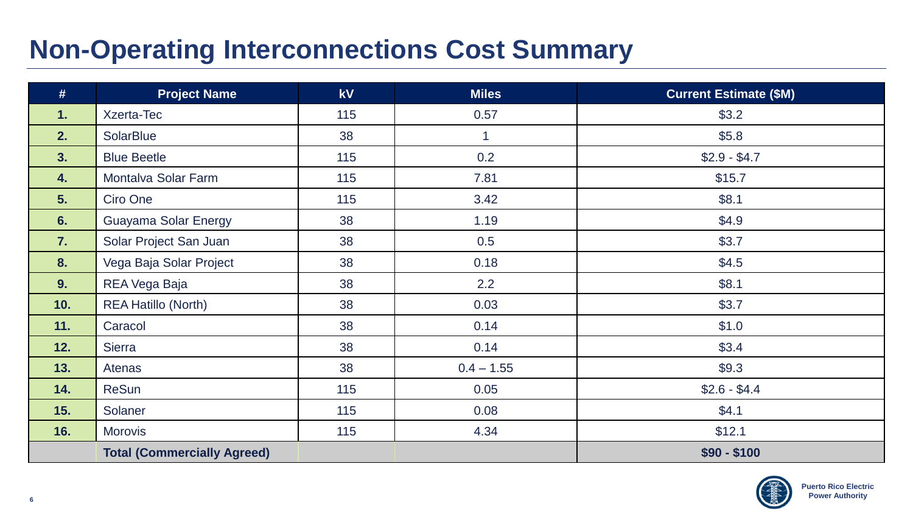# Non-Operating Interconnections Cost Summary

| # | Project Name | kV | Miles | Current Estimate ($M) |
|---|---|---|---|---|
| **1.** | Xzerta-Tec | 115 | 0.57 | $3.2 |
| **2.** | SolarBlue | 38 | 1 | $5.8 |
| **3.** | Blue Beetle | 115 | 0.2 | $2.9 - $4.7 |
| **4.** | Montalva Solar Farm | 115 | 7.81 | $15.7 |
| **5.** | Ciro One | 115 | 3.42 | $8.1 |
| **6.** | Guayama Solar Energy | 38 | 1.19 | $4.9 |
| **7.** | Solar Project San Juan | 38 | 0.5 | $3.7 |
| **8.** | Vega Baja Solar Project | 38 | 0.18 | $4.5 |
| **9.** | REA Vega Baja | 38 | 2.2 | $8.1 |
| **10.** | REA Hatillo (North) | 38 | 0.03 | $3.7 |
| **11.** | Caracol | 38 | 0.14 | $1.0 |
| **12.** | Sierra | 38 | 0.14 | $3.4 |
| **13.** | Atenas | 38 | 0.4 – 1.55 | $9.3 |
| **14.** | ReSun | 115 | 0.05 | $2.6 - $4.4 |
| **15.** | Solaner | 115 | 0.08 | $4.1 |
| **16.** | Morovis | 115 | 4.34 | $12.1 |
| | **Total (Commercially Agreed)** | | | **$90 - $100** |

Puerto Rico Electric Power Authority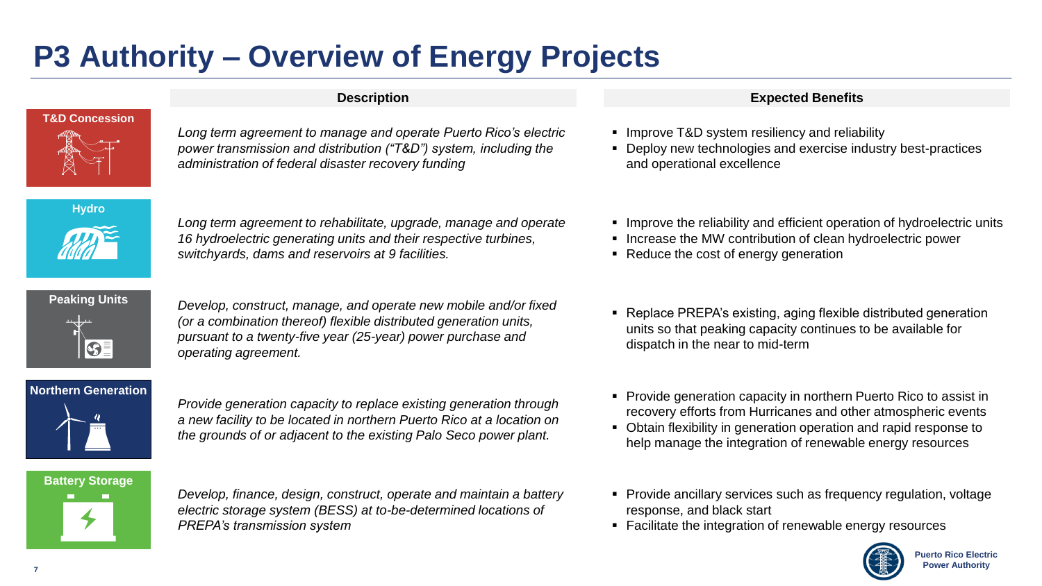# P3 Authority – Overview of Energy Projects

| Project | Description | Expected Benefits |
| --- | --- | --- |
| **T&D Concession** | *Long term agreement to manage and operate Puerto Rico's electric power transmission and distribution ("T&D") system, including the administration of federal disaster recovery funding* | ▪ Improve T&D system resiliency and reliability<br>▪ Deploy new technologies and exercise industry best-practices and operational excellence |
| **Hydro** | *Long term agreement to rehabilitate, upgrade, manage and operate 16 hydroelectric generating units and their respective turbines, switchyards, dams and reservoirs at 9 facilities.* | ▪ Improve the reliability and efficient operation of hydroelectric units<br>▪ Increase the MW contribution of clean hydroelectric power<br>▪ Reduce the cost of energy generation |
| **Peaking Units** | *Develop, construct, manage, and operate new mobile and/or fixed (or a combination thereof) flexible distributed generation units, pursuant to a twenty-five year (25-year) power purchase and operating agreement.* | ▪ Replace PREPA's existing, aging flexible distributed generation units so that peaking capacity continues to be available for dispatch in the near to mid-term |
| **Northern Generation** | *Provide generation capacity to replace existing generation through a new facility to be located in northern Puerto Rico at a location on the grounds of or adjacent to the existing Palo Seco power plant.* | ▪ Provide generation capacity in northern Puerto Rico to assist in recovery efforts from Hurricanes and other atmospheric events<br>▪ Obtain flexibility in generation operation and rapid response to help manage the integration of renewable energy resources |
| **Battery Storage** | *Develop, finance, design, construct, operate and maintain a battery electric storage system (BESS) at to-be-determined locations of PREPA's transmission system* | ▪ Provide ancillary services such as frequency regulation, voltage response, and black start<br>▪ Facilitate the integration of renewable energy resources |

Puerto Rico Electric Power Authority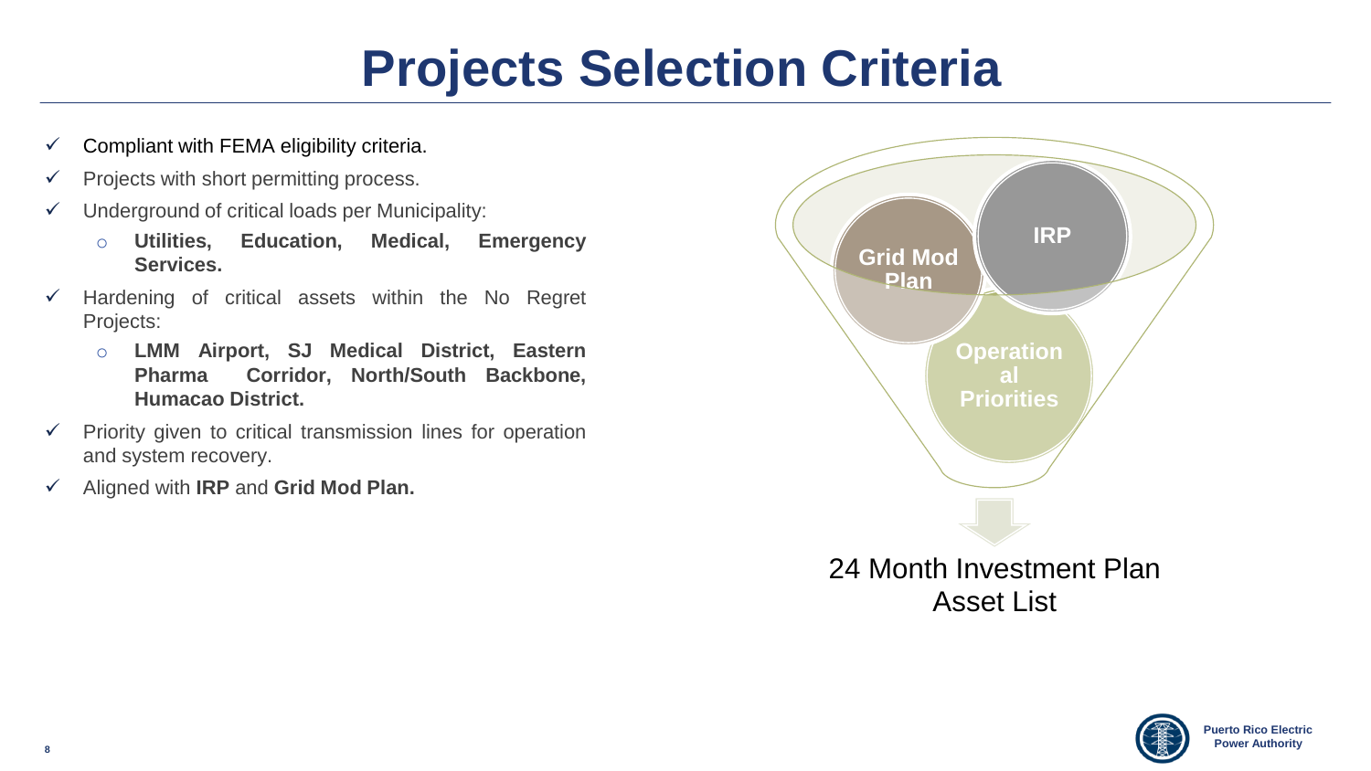# Projects Selection Criteria

- ✓ Compliant with FEMA eligibility criteria.
- ✓ Projects with short permitting process.
- ✓ Underground of critical loads per Municipality:
  - **Utilities, Education, Medical, Emergency Services.**
- ✓ Hardening of critical assets within the No Regret Projects:
  - **LMM Airport, SJ Medical District, Eastern Pharma Corridor, North/South Backbone, Humacao District.**
- ✓ Priority given to critical transmission lines for operation and system recovery.
- ✓ Aligned with **IRP** and **Grid Mod Plan.**

**Grid Mod Plan**

**IRP**

**Operational Priorities**

24 Month Investment Plan Asset List

Puerto Rico Electric Power Authority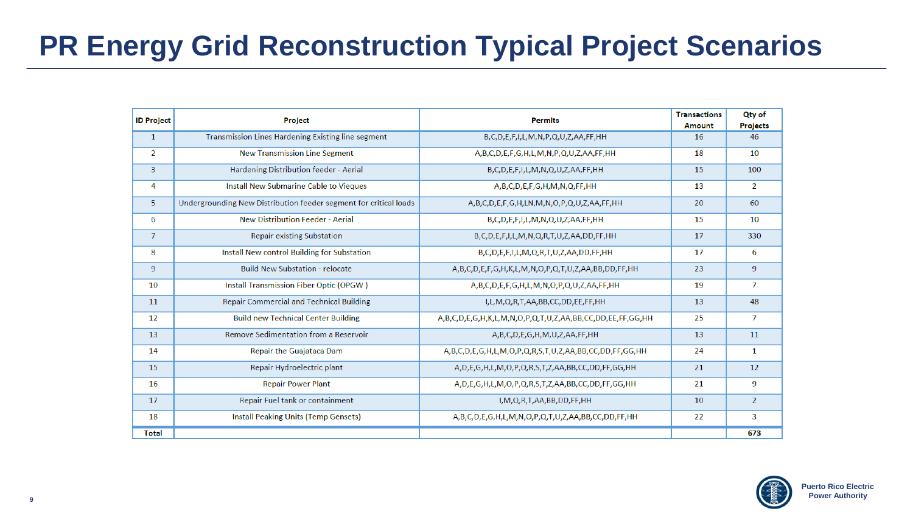# PR Energy Grid Reconstruction Typical Project Scenarios

| ID Project | Project | Permits | Transactions Amount | Qty of Projects |
|---|---|---|---|---|
| 1 | Transmission Lines Hardening Existing line segment | B,C,D,E,F,I,L,M,N,P,Q,U,Z,AA,FF,HH | 16 | 46 |
| 2 | New Transmission Line Segment | A,B,C,D,E,F,G,H,L,M,N,P,Q,U,Z,AA,FF,HH | 18 | 10 |
| 3 | Hardening Distribution feeder - Aerial | B,C,D,E,F,I,L,M,N,Q,U,Z,AA,FF,HH | 15 | 100 |
| 4 | Install New Submarine Cable to Vieques | A,B,C,D,E,F,G,H,M,N,Q,FF,HH | 13 | 2 |
| 5 | Undergrounding New Distribution feeder segment for critical loads | A,B,C,D,E,F,G,H,LN,M,N,O,P,Q,U,Z,AA,FF,HH | 20 | 60 |
| 6 | New Distribution Feeder - Aerial | B,C,D,E,F,I,L,M,N,Q,U,Z,AA,FF,HH | 15 | 10 |
| 7 | Repair existing Substation | B,C,D,E,F,I,L,M,N,Q,R,T,U,Z,AA,DD,FF,HH | 17 | 330 |
| 8 | Install New control Building for Substation | B,C,D,E,F,I,L,M,Q,R,T,U,Z,AA,DD,FF,HH | 17 | 6 |
| 9 | Build New Substation - relocate | A,B,C,D,E,F,G,H,K,L,M,N,O,P,Q,T,U,Z,AA,BB,DD,FF,HH | 23 | 9 |
| 10 | Install Transmission Fiber Optic (OPGW ) | A,B,C,D,E,F,G,H,L,M,N,O,P,Q,U,Z,AA,FF,HH | 19 | 7 |
| 11 | Repair Commercial and Technical Building | I,L,M,Q,R,T,AA,BB,CC,DD,EE,FF,HH | 13 | 48 |
| 12 | Build new Technical Center Building | A,B,C,D,E,G,H,K,L,M,N,O,P,Q,T,U,Z,AA,BB,CC,DD,EE,FF,GG,HH | 25 | 7 |
| 13 | Remove Sedimentation from a Reservoir | A,B,C,D,E,G,H,M,U,Z,AA,FF,HH | 13 | 11 |
| 14 | Repair the Guajataca Dam | A,B,C,D,E,G,H,L,M,O,P,Q,R,S,T,U,Z,AA,BB,CC,DD,FF,GG,HH | 24 | 1 |
| 15 | Repair Hydroelectric plant | A,D,E,G,H,L,M,O,P,Q,R,S,T,Z,AA,BB,CC,DD,FF,GG,HH | 21 | 12 |
| 16 | Repair Power Plant | A,D,E,G,H,L,M,O,P,Q,R,S,T,Z,AA,BB,CC,DD,FF,GG,HH | 21 | 9 |
| 17 | Repair Fuel tank or containment | I,M,Q,R,T,AA,BB,DD,FF,HH | 10 | 2 |
| 18 | Install Peaking Units (Temp Gensets) | A,B,C,D,E,G,H,L,M,N,O,P,Q,T,U,Z,AA,BB,CC,DD,FF,HH | 22 | 3 |
| Total | | | | 673 |

Puerto Rico Electric Power Authority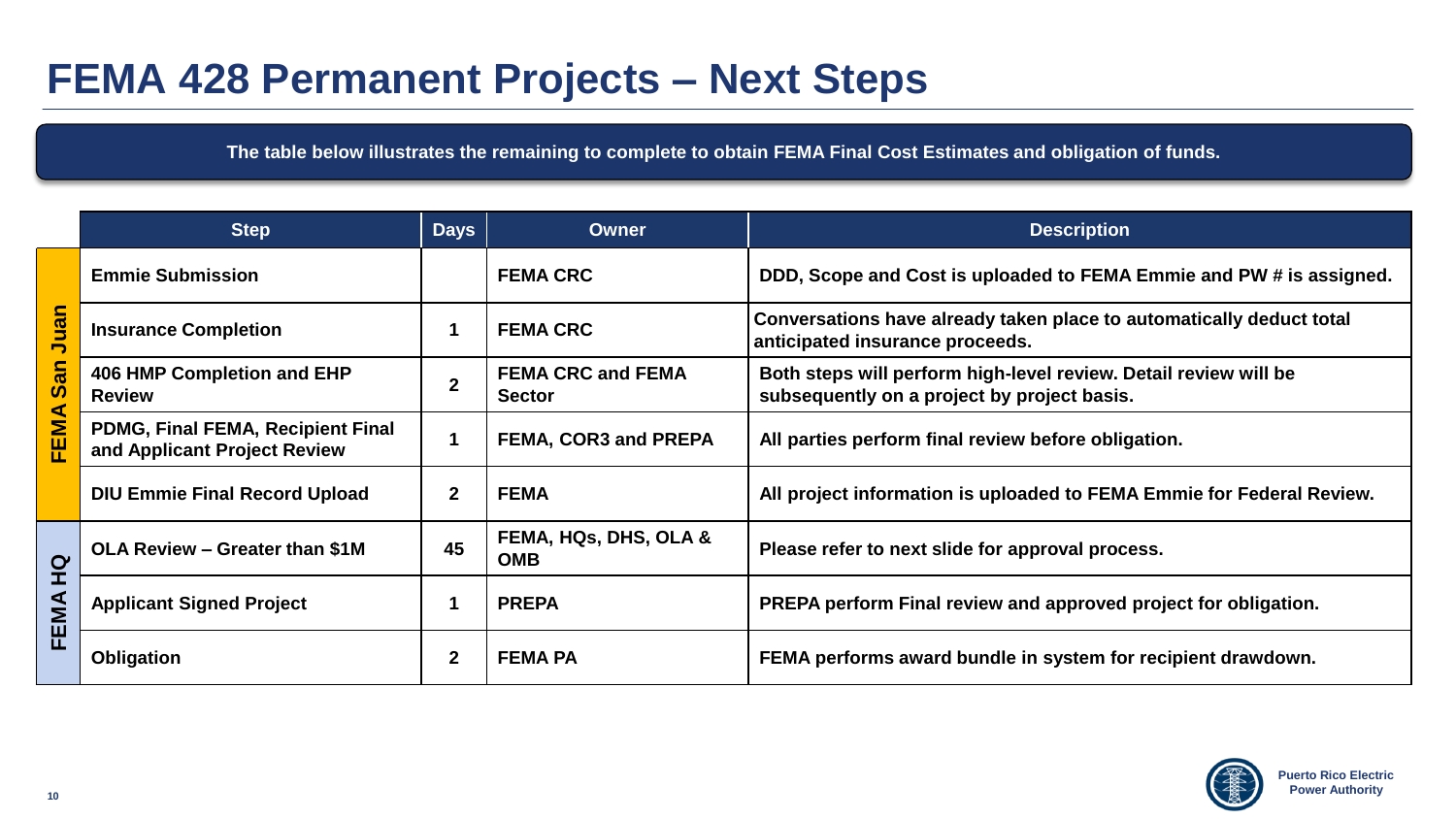# FEMA 428 Permanent Projects – Next Steps

**The table below illustrates the remaining to complete to obtain FEMA Final Cost Estimates and obligation of funds.**

| | Step | Days | Owner | Description |
|---|---|---|---|---|
| FEMA San Juan | Emmie Submission | | FEMA CRC | DDD, Scope and Cost is uploaded to FEMA Emmie and PW # is assigned. |
| | Insurance Completion | 1 | FEMA CRC | Conversations have already taken place to automatically deduct total anticipated insurance proceeds. |
| | 406 HMP Completion and EHP Review | 2 | FEMA CRC and FEMA Sector | Both steps will perform high-level review. Detail review will be subsequently on a project by project basis. |
| | PDMG, Final FEMA, Recipient Final and Applicant Project Review | 1 | FEMA, COR3 and PREPA | All parties perform final review before obligation. |
| | DIU Emmie Final Record Upload | 2 | FEMA | All project information is uploaded to FEMA Emmie for Federal Review. |
| FEMA HQ | OLA Review – Greater than $1M | 45 | FEMA, HQs, DHS, OLA & OMB | Please refer to next slide for approval process. |
| | Applicant Signed Project | 1 | PREPA | PREPA perform Final review and approved project for obligation. |
| | Obligation | 2 | FEMA PA | FEMA performs award bundle in system for recipient drawdown. |

Puerto Rico Electric Power Authority